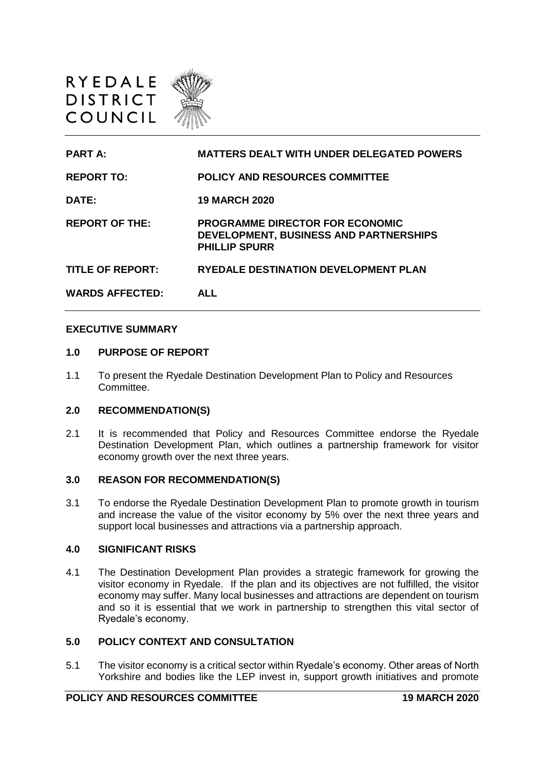RYEDALE
DISTRICT
COUNCIL

| | |
|---|---|
| **PART A:** | **MATTERS DEALT WITH UNDER DELEGATED POWERS** |
| **REPORT TO:** | **POLICY AND RESOURCES COMMITTEE** |
| **DATE:** | **19 MARCH 2020** |
| **REPORT OF THE:** | **PROGRAMME DIRECTOR FOR ECONOMIC DEVELOPMENT, BUSINESS AND PARTNERSHIPS PHILLIP SPURR** |
| **TITLE OF REPORT:** | **RYEDALE DESTINATION DEVELOPMENT PLAN** |
| **WARDS AFFECTED:** | **ALL** |

## EXECUTIVE SUMMARY

### 1.0 PURPOSE OF REPORT

1.1 To present the Ryedale Destination Development Plan to Policy and Resources Committee.

### 2.0 RECOMMENDATION(S)

2.1 It is recommended that Policy and Resources Committee endorse the Ryedale Destination Development Plan, which outlines a partnership framework for visitor economy growth over the next three years.

### 3.0 REASON FOR RECOMMENDATION(S)

3.1 To endorse the Ryedale Destination Development Plan to promote growth in tourism and increase the value of the visitor economy by 5% over the next three years and support local businesses and attractions via a partnership approach.

### 4.0 SIGNIFICANT RISKS

4.1 The Destination Development Plan provides a strategic framework for growing the visitor economy in Ryedale. If the plan and its objectives are not fulfilled, the visitor economy may suffer. Many local businesses and attractions are dependent on tourism and so it is essential that we work in partnership to strengthen this vital sector of Ryedale's economy.

### 5.0 POLICY CONTEXT AND CONSULTATION

5.1 The visitor economy is a critical sector within Ryedale's economy. Other areas of North Yorkshire and bodies like the LEP invest in, support growth initiatives and promote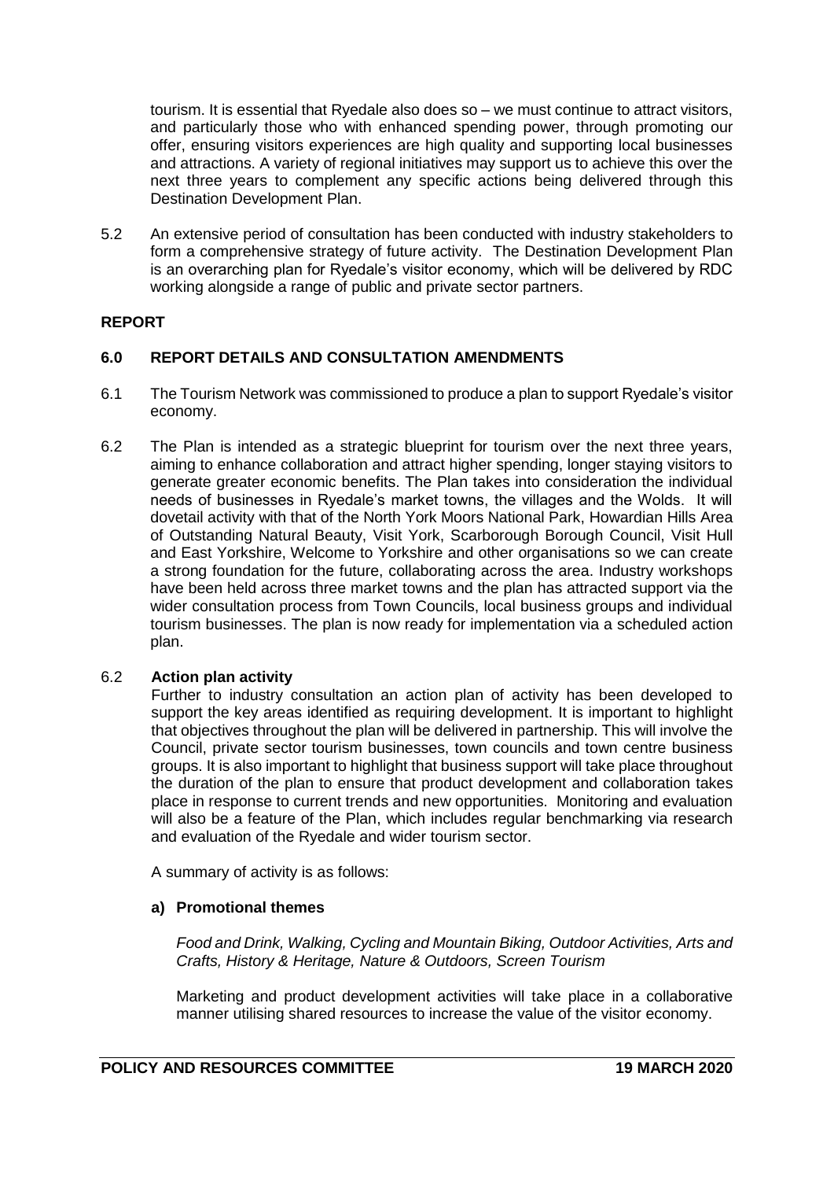tourism. It is essential that Ryedale also does so – we must continue to attract visitors, and particularly those who with enhanced spending power, through promoting our offer, ensuring visitors experiences are high quality and supporting local businesses and attractions. A variety of regional initiatives may support us to achieve this over the next three years to complement any specific actions being delivered through this Destination Development Plan.

5.2 An extensive period of consultation has been conducted with industry stakeholders to form a comprehensive strategy of future activity. The Destination Development Plan is an overarching plan for Ryedale's visitor economy, which will be delivered by RDC working alongside a range of public and private sector partners.

## REPORT

### 6.0 REPORT DETAILS AND CONSULTATION AMENDMENTS

6.1 The Tourism Network was commissioned to produce a plan to support Ryedale's visitor economy.

6.2 The Plan is intended as a strategic blueprint for tourism over the next three years, aiming to enhance collaboration and attract higher spending, longer staying visitors to generate greater economic benefits. The Plan takes into consideration the individual needs of businesses in Ryedale's market towns, the villages and the Wolds. It will dovetail activity with that of the North York Moors National Park, Howardian Hills Area of Outstanding Natural Beauty, Visit York, Scarborough Borough Council, Visit Hull and East Yorkshire, Welcome to Yorkshire and other organisations so we can create a strong foundation for the future, collaborating across the area. Industry workshops have been held across three market towns and the plan has attracted support via the wider consultation process from Town Councils, local business groups and individual tourism businesses. The plan is now ready for implementation via a scheduled action plan.

6.2 **Action plan activity**

Further to industry consultation an action plan of activity has been developed to support the key areas identified as requiring development. It is important to highlight that objectives throughout the plan will be delivered in partnership. This will involve the Council, private sector tourism businesses, town councils and town centre business groups. It is also important to highlight that business support will take place throughout the duration of the plan to ensure that product development and collaboration takes place in response to current trends and new opportunities. Monitoring and evaluation will also be a feature of the Plan, which includes regular benchmarking via research and evaluation of the Ryedale and wider tourism sector.

A summary of activity is as follows:

**a) Promotional themes**

*Food and Drink, Walking, Cycling and Mountain Biking, Outdoor Activities, Arts and Crafts, History & Heritage, Nature & Outdoors, Screen Tourism*

Marketing and product development activities will take place in a collaborative manner utilising shared resources to increase the value of the visitor economy.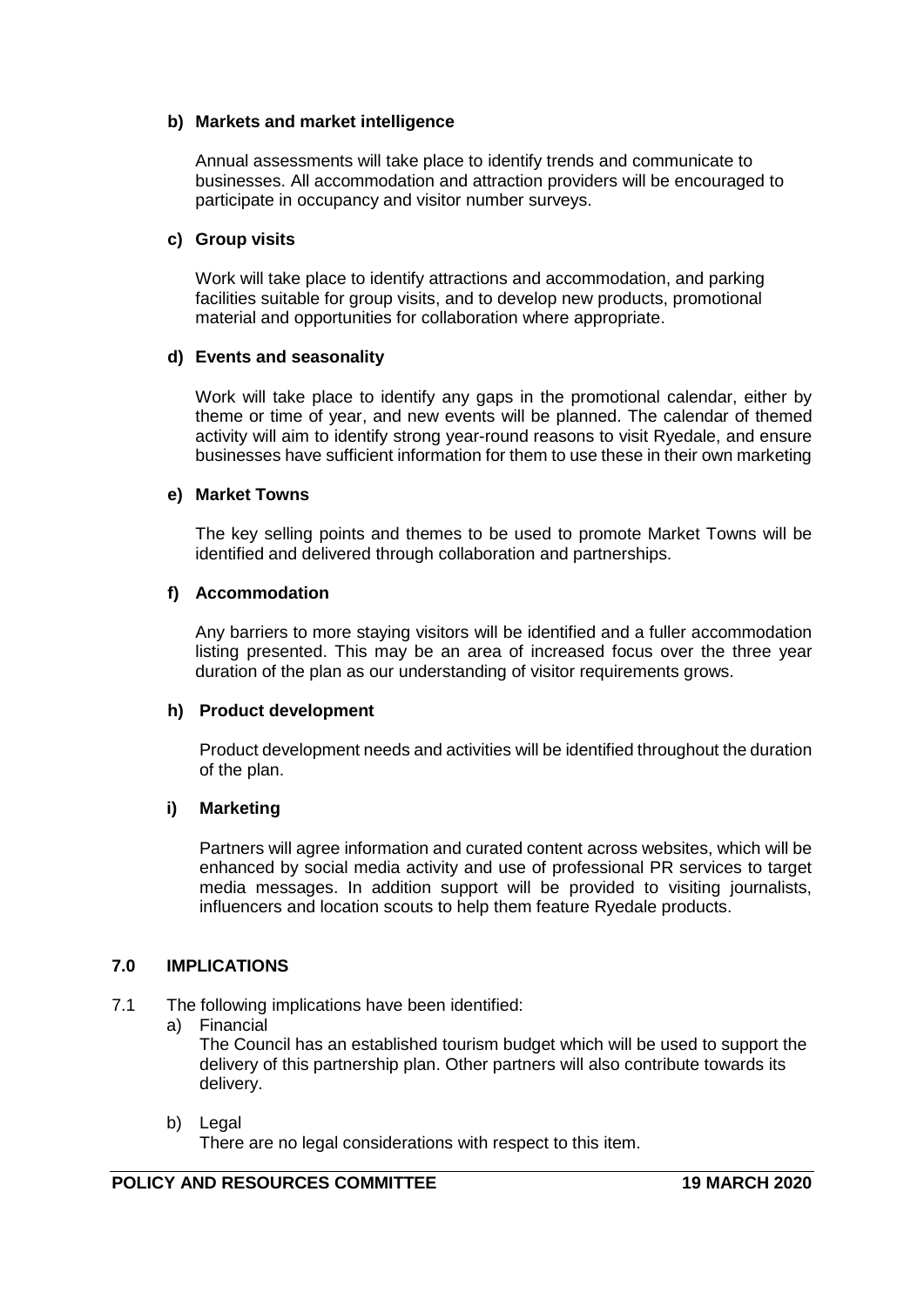**b) Markets and market intelligence**

Annual assessments will take place to identify trends and communicate to businesses. All accommodation and attraction providers will be encouraged to participate in occupancy and visitor number surveys.

**c) Group visits**

Work will take place to identify attractions and accommodation, and parking facilities suitable for group visits, and to develop new products, promotional material and opportunities for collaboration where appropriate.

**d) Events and seasonality**

Work will take place to identify any gaps in the promotional calendar, either by theme or time of year, and new events will be planned. The calendar of themed activity will aim to identify strong year-round reasons to visit Ryedale, and ensure businesses have sufficient information for them to use these in their own marketing

**e) Market Towns**

The key selling points and themes to be used to promote Market Towns will be identified and delivered through collaboration and partnerships.

**f) Accommodation**

Any barriers to more staying visitors will be identified and a fuller accommodation listing presented. This may be an area of increased focus over the three year duration of the plan as our understanding of visitor requirements grows.

**h) Product development**

Product development needs and activities will be identified throughout the duration of the plan.

**i) Marketing**

Partners will agree information and curated content across websites, which will be enhanced by social media activity and use of professional PR services to target media messages. In addition support will be provided to visiting journalists, influencers and location scouts to help them feature Ryedale products.

## 7.0 IMPLICATIONS

7.1 The following implications have been identified:

a) Financial
The Council has an established tourism budget which will be used to support the delivery of this partnership plan. Other partners will also contribute towards its delivery.

b) Legal
There are no legal considerations with respect to this item.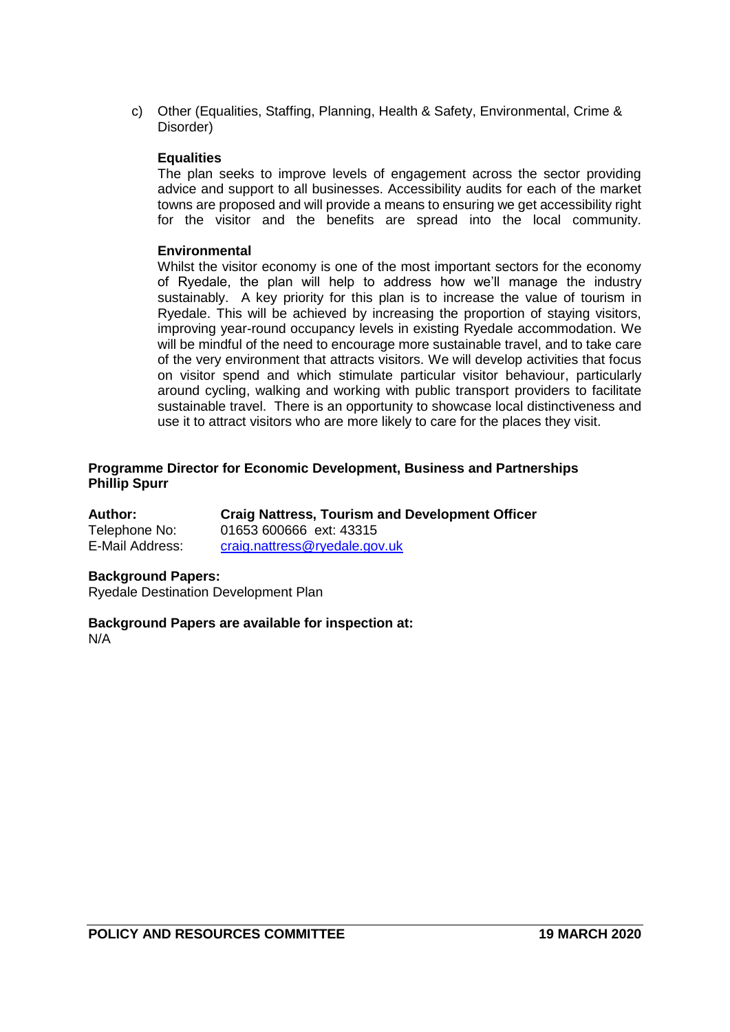c) Other (Equalities, Staffing, Planning, Health & Safety, Environmental, Crime & Disorder)

**Equalities**

The plan seeks to improve levels of engagement across the sector providing advice and support to all businesses. Accessibility audits for each of the market towns are proposed and will provide a means to ensuring we get accessibility right for the visitor and the benefits are spread into the local community.

**Environmental**

Whilst the visitor economy is one of the most important sectors for the economy of Ryedale, the plan will help to address how we'll manage the industry sustainably. A key priority for this plan is to increase the value of tourism in Ryedale. This will be achieved by increasing the proportion of staying visitors, improving year-round occupancy levels in existing Ryedale accommodation. We will be mindful of the need to encourage more sustainable travel, and to take care of the very environment that attracts visitors. We will develop activities that focus on visitor spend and which stimulate particular visitor behaviour, particularly around cycling, walking and working with public transport providers to facilitate sustainable travel. There is an opportunity to showcase local distinctiveness and use it to attract visitors who are more likely to care for the places they visit.

**Programme Director for Economic Development, Business and Partnerships**
**Phillip Spurr**

**Author:** **Craig Nattress, Tourism and Development Officer**
Telephone No: 01653 600666 ext: 43315
E-Mail Address: craig.nattress@ryedale.gov.uk

**Background Papers:**
Ryedale Destination Development Plan

**Background Papers are available for inspection at:**
N/A